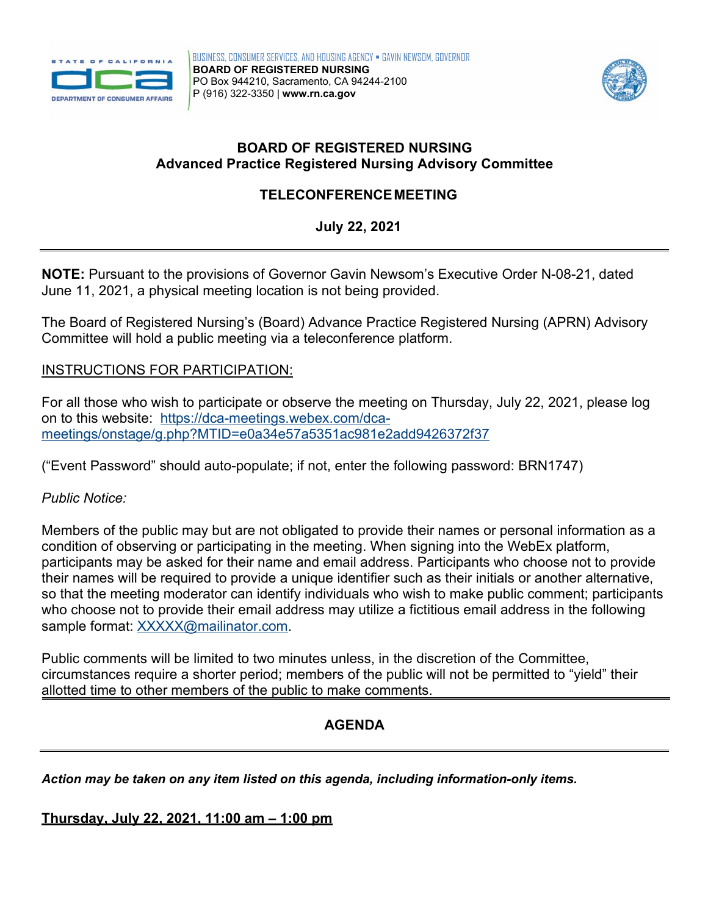BUSINESS, CONSUMER SERVICES, AND HOUSING AGENCY • GAVIN NEWSOM, GOVERNOR
**BOARD OF REGISTERED NURSING**
PO Box 944210, Sacramento, CA 94244-2100
P (916) 322-3350 | **www.rn.ca.gov**

# BOARD OF REGISTERED NURSING
## Advanced Practice Registered Nursing Advisory Committee

## TELECONFERENCE MEETING

**July 22, 2021**

---

**NOTE:** Pursuant to the provisions of Governor Gavin Newsom's Executive Order N-08-21, dated June 11, 2021, a physical meeting location is not being provided.

The Board of Registered Nursing's (Board) Advance Practice Registered Nursing (APRN) Advisory Committee will hold a public meeting via a teleconference platform.

INSTRUCTIONS FOR PARTICIPATION:

For all those who wish to participate or observe the meeting on Thursday, July 22, 2021, please log on to this website: https://dca-meetings.webex.com/dca-meetings/onstage/g.php?MTID=e0a34e57a5351ac981e2add9426372f37

("Event Password" should auto-populate; if not, enter the following password: BRN1747)

*Public Notice:*

Members of the public may but are not obligated to provide their names or personal information as a condition of observing or participating in the meeting. When signing into the WebEx platform, participants may be asked for their name and email address. Participants who choose not to provide their names will be required to provide a unique identifier such as their initials or another alternative, so that the meeting moderator can identify individuals who wish to make public comment; participants who choose not to provide their email address may utilize a fictitious email address in the following sample format: XXXXX@mailinator.com.

Public comments will be limited to two minutes unless, in the discretion of the Committee, circumstances require a shorter period; members of the public will not be permitted to "yield" their allotted time to other members of the public to make comments.

---

## AGENDA

---

***Action may be taken on any item listed on this agenda, including information-only items.***

**Thursday, July 22, 2021, 11:00 am – 1:00 pm**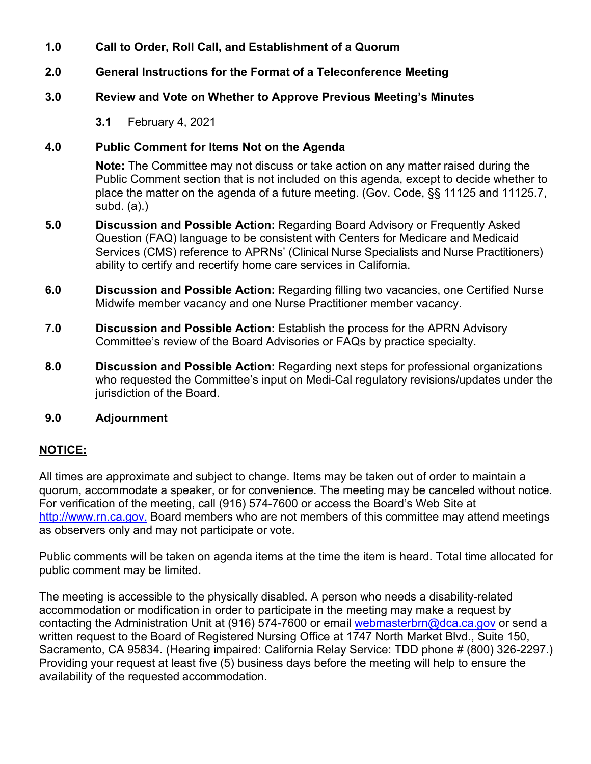**1.0 Call to Order, Roll Call, and Establishment of a Quorum**

**2.0 General Instructions for the Format of a Teleconference Meeting**

**3.0 Review and Vote on Whether to Approve Previous Meeting's Minutes**

**3.1** February 4, 2021

**4.0 Public Comment for Items Not on the Agenda**

**Note:** The Committee may not discuss or take action on any matter raised during the Public Comment section that is not included on this agenda, except to decide whether to place the matter on the agenda of a future meeting. (Gov. Code, §§ 11125 and 11125.7, subd. (a).)

**5.0 Discussion and Possible Action:** Regarding Board Advisory or Frequently Asked Question (FAQ) language to be consistent with Centers for Medicare and Medicaid Services (CMS) reference to APRNs' (Clinical Nurse Specialists and Nurse Practitioners) ability to certify and recertify home care services in California.

**6.0 Discussion and Possible Action:** Regarding filling two vacancies, one Certified Nurse Midwife member vacancy and one Nurse Practitioner member vacancy.

**7.0 Discussion and Possible Action:** Establish the process for the APRN Advisory Committee's review of the Board Advisories or FAQs by practice specialty.

**8.0 Discussion and Possible Action:** Regarding next steps for professional organizations who requested the Committee's input on Medi-Cal regulatory revisions/updates under the jurisdiction of the Board.

**9.0 Adjournment**

**NOTICE:**

All times are approximate and subject to change. Items may be taken out of order to maintain a quorum, accommodate a speaker, or for convenience. The meeting may be canceled without notice. For verification of the meeting, call (916) 574-7600 or access the Board's Web Site at http://www.rn.ca.gov. Board members who are not members of this committee may attend meetings as observers only and may not participate or vote.

Public comments will be taken on agenda items at the time the item is heard. Total time allocated for public comment may be limited.

The meeting is accessible to the physically disabled. A person who needs a disability-related accommodation or modification in order to participate in the meeting may make a request by contacting the Administration Unit at (916) 574-7600 or email webmasterbrn@dca.ca.gov or send a written request to the Board of Registered Nursing Office at 1747 North Market Blvd., Suite 150, Sacramento, CA 95834. (Hearing impaired: California Relay Service: TDD phone # (800) 326-2297.) Providing your request at least five (5) business days before the meeting will help to ensure the availability of the requested accommodation.